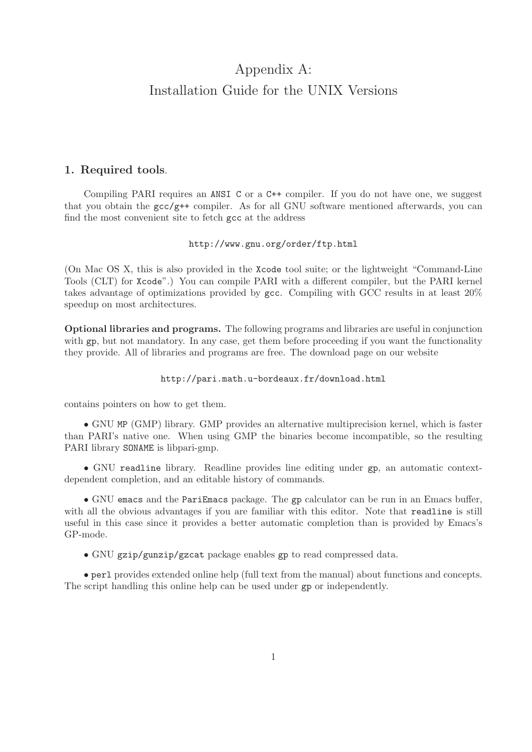# Appendix A:
# Installation Guide for the UNIX Versions

## 1. Required tools.

Compiling PARI requires an `ANSI C` or a `C++` compiler. If you do not have one, we suggest that you obtain the `gcc/g++` compiler. As for all GNU software mentioned afterwards, you can find the most convenient site to fetch `gcc` at the address

`http://www.gnu.org/order/ftp.html`

(On Mac OS X, this is also provided in the `Xcode` tool suite; or the lightweight "Command-Line Tools (CLT) for `Xcode`".) You can compile PARI with a different compiler, but the PARI kernel takes advantage of optimizations provided by `gcc`. Compiling with GCC results in at least 20% speedup on most architectures.

**Optional libraries and programs.** The following programs and libraries are useful in conjunction with `gp`, but not mandatory. In any case, get them before proceeding if you want the functionality they provide. All of libraries and programs are free. The download page on our website

`http://pari.math.u-bordeaux.fr/download.html`

contains pointers on how to get them.

• GNU `MP` (GMP) library. GMP provides an alternative multiprecision kernel, which is faster than PARI's native one. When using GMP the binaries become incompatible, so the resulting PARI library `SONAME` is libpari-gmp.

• GNU `readline` library. Readline provides line editing under `gp`, an automatic context-dependent completion, and an editable history of commands.

• GNU `emacs` and the `PariEmacs` package. The `gp` calculator can be run in an Emacs buffer, with all the obvious advantages if you are familiar with this editor. Note that `readline` is still useful in this case since it provides a better automatic completion than is provided by Emacs's GP-mode.

• GNU `gzip/gunzip/gzcat` package enables `gp` to read compressed data.

• `perl` provides extended online help (full text from the manual) about functions and concepts. The script handling this online help can be used under `gp` or independently.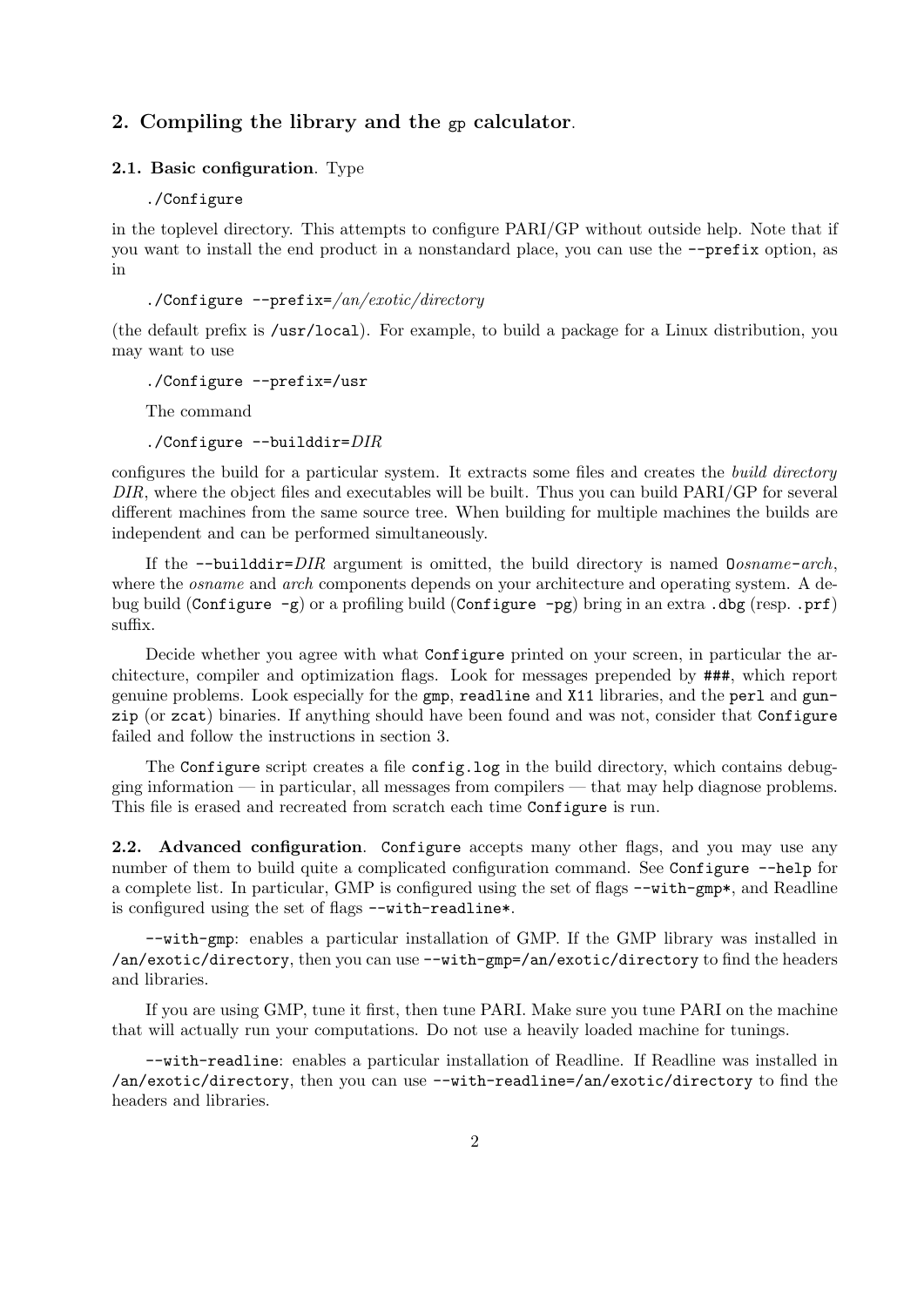## 2. Compiling the library and the gp calculator.

### 2.1. Basic configuration. Type

```
./Configure
```

in the toplevel directory. This attempts to configure PARI/GP without outside help. Note that if you want to install the end product in a nonstandard place, you can use the `--prefix` option, as in

```
./Configure --prefix=/an/exotic/directory
```

(the default prefix is `/usr/local`). For example, to build a package for a Linux distribution, you may want to use

```
./Configure --prefix=/usr
```

The command

```
./Configure --builddir=DIR
```

configures the build for a particular system. It extracts some files and creates the *build directory* *DIR*, where the object files and executables will be built. Thus you can build PARI/GP for several different machines from the same source tree. When building for multiple machines the builds are independent and can be performed simultaneously.

If the `--builddir=`*DIR* argument is omitted, the build directory is named `O`*osname*`-`*arch*, where the *osname* and *arch* components depends on your architecture and operating system. A debug build (`Configure -g`) or a profiling build (`Configure -pg`) bring in an extra `.dbg` (resp. `.prf`) suffix.

Decide whether you agree with what `Configure` printed on your screen, in particular the architecture, compiler and optimization flags. Look for messages prepended by `###`, which report genuine problems. Look especially for the `gmp`, `readline` and `X11` libraries, and the `perl` and `gunzip` (or `zcat`) binaries. If anything should have been found and was not, consider that `Configure` failed and follow the instructions in section 3.

The `Configure` script creates a file `config.log` in the build directory, which contains debugging information — in particular, all messages from compilers — that may help diagnose problems. This file is erased and recreated from scratch each time `Configure` is run.

### 2.2. Advanced configuration. 

`Configure` accepts many other flags, and you may use any number of them to build quite a complicated configuration command. See `Configure --help` for a complete list. In particular, GMP is configured using the set of flags `--with-gmp*`, and Readline is configured using the set of flags `--with-readline*`.

`--with-gmp`: enables a particular installation of GMP. If the GMP library was installed in `/an/exotic/directory`, then you can use `--with-gmp=/an/exotic/directory` to find the headers and libraries.

If you are using GMP, tune it first, then tune PARI. Make sure you tune PARI on the machine that will actually run your computations. Do not use a heavily loaded machine for tunings.

`--with-readline`: enables a particular installation of Readline. If Readline was installed in `/an/exotic/directory`, then you can use `--with-readline=/an/exotic/directory` to find the headers and libraries.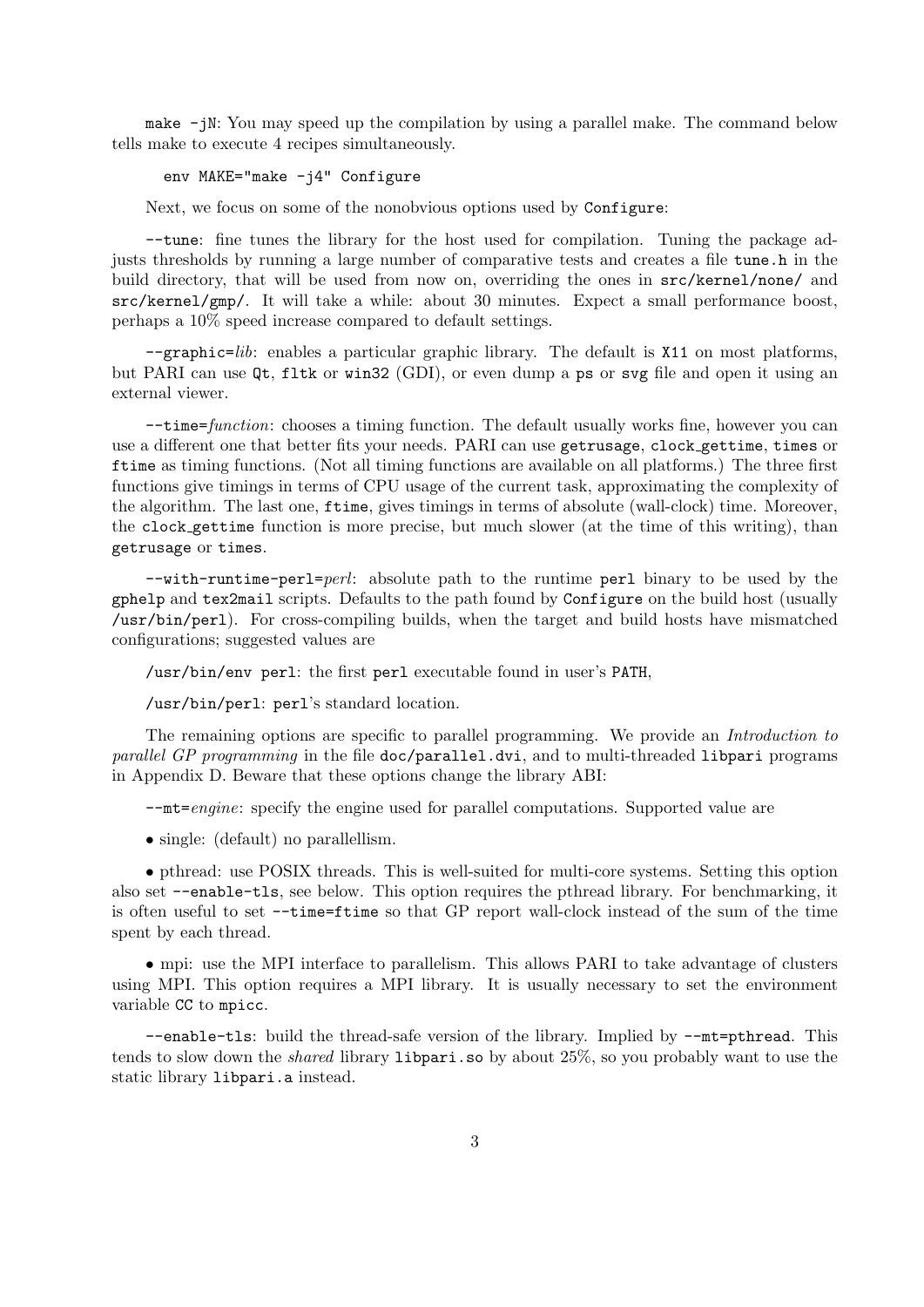`make -jN`: You may speed up the compilation by using a parallel make. The command below tells make to execute 4 recipes simultaneously.

```
env MAKE="make -j4" Configure
```

Next, we focus on some of the nonobvious options used by `Configure`:

`--tune`: fine tunes the library for the host used for compilation. Tuning the package adjusts thresholds by running a large number of comparative tests and creates a file `tune.h` in the build directory, that will be used from now on, overriding the ones in `src/kernel/none/` and `src/kernel/gmp/`. It will take a while: about 30 minutes. Expect a small performance boost, perhaps a 10% speed increase compared to default settings.

`--graphic=`*lib*: enables a particular graphic library. The default is `X11` on most platforms, but PARI can use `Qt`, `fltk` or `win32` (GDI), or even dump a `ps` or `svg` file and open it using an external viewer.

`--time=`*function*: chooses a timing function. The default usually works fine, however you can use a different one that better fits your needs. PARI can use `getrusage`, `clock_gettime`, `times` or `ftime` as timing functions. (Not all timing functions are available on all platforms.) The three first functions give timings in terms of CPU usage of the current task, approximating the complexity of the algorithm. The last one, `ftime`, gives timings in terms of absolute (wall-clock) time. Moreover, the `clock_gettime` function is more precise, but much slower (at the time of this writing), than `getrusage` or `times`.

`--with-runtime-perl=`*perl*: absolute path to the runtime `perl` binary to be used by the `gphelp` and `tex2mail` scripts. Defaults to the path found by `Configure` on the build host (usually `/usr/bin/perl`). For cross-compiling builds, when the target and build hosts have mismatched configurations; suggested values are

`/usr/bin/env perl`: the first `perl` executable found in user's `PATH`,

`/usr/bin/perl`: `perl`'s standard location.

The remaining options are specific to parallel programming. We provide an *Introduction to parallel GP programming* in the file `doc/parallel.dvi`, and to multi-threaded `libpari` programs in Appendix D. Beware that these options change the library ABI:

`--mt=`*engine*: specify the engine used for parallel computations. Supported value are

- single: (default) no parallellism.

- pthread: use POSIX threads. This is well-suited for multi-core systems. Setting this option also set `--enable-tls`, see below. This option requires the pthread library. For benchmarking, it is often useful to set `--time=ftime` so that GP report wall-clock instead of the sum of the time spent by each thread.

- mpi: use the MPI interface to parallelism. This allows PARI to take advantage of clusters using MPI. This option requires a MPI library. It is usually necessary to set the environment variable `CC` to `mpicc`.

`--enable-tls`: build the thread-safe version of the library. Implied by `--mt=pthread`. This tends to slow down the *shared* library `libpari.so` by about 25%, so you probably want to use the static library `libpari.a` instead.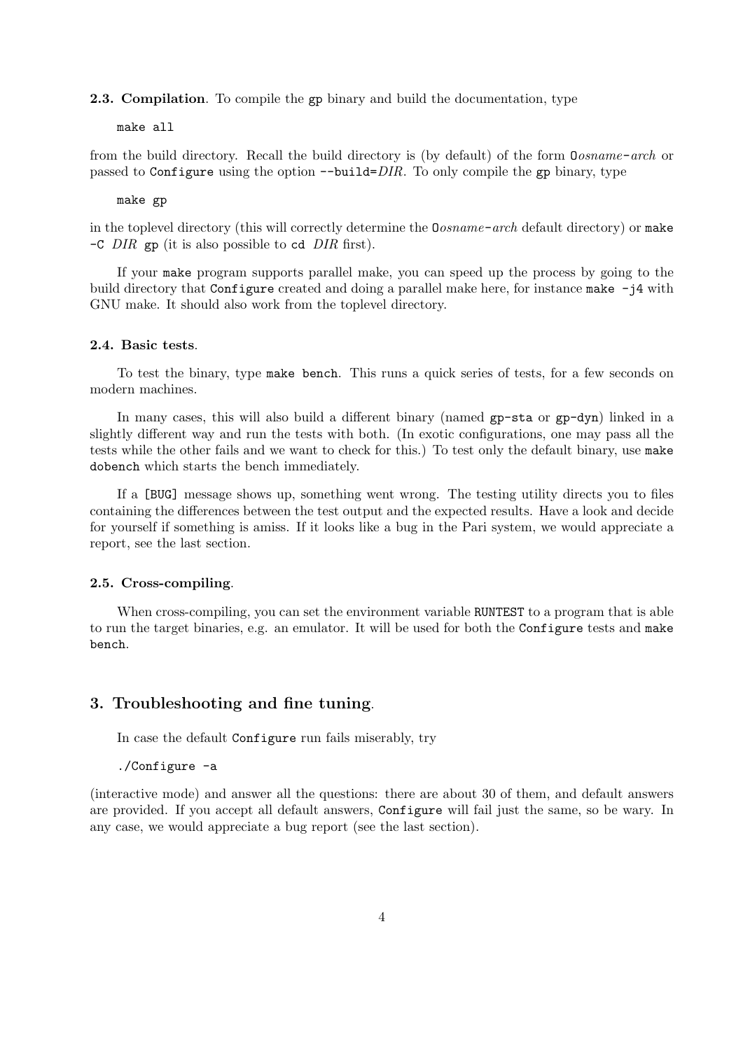**2.3. Compilation**. To compile the `gp` binary and build the documentation, type

```
make all
```

from the build directory. Recall the build directory is (by default) of the form `O`*osname*`-`*arch* or passed to `Configure` using the option `--build=`*DIR*. To only compile the `gp` binary, type

```
make gp
```

in the toplevel directory (this will correctly determine the `O`*osname*`-`*arch* default directory) or `make -C` *DIR* `gp` (it is also possible to `cd` *DIR* first).

If your `make` program supports parallel make, you can speed up the process by going to the build directory that `Configure` created and doing a parallel make here, for instance `make -j4` with GNU make. It should also work from the toplevel directory.

**2.4. Basic tests**.

To test the binary, type `make bench`. This runs a quick series of tests, for a few seconds on modern machines.

In many cases, this will also build a different binary (named `gp-sta` or `gp-dyn`) linked in a slightly different way and run the tests with both. (In exotic configurations, one may pass all the tests while the other fails and we want to check for this.) To test only the default binary, use `make dobench` which starts the bench immediately.

If a `[BUG]` message shows up, something went wrong. The testing utility directs you to files containing the differences between the test output and the expected results. Have a look and decide for yourself if something is amiss. If it looks like a bug in the Pari system, we would appreciate a report, see the last section.

**2.5. Cross-compiling**.

When cross-compiling, you can set the environment variable `RUNTEST` to a program that is able to run the target binaries, e.g. an emulator. It will be used for both the `Configure` tests and `make bench`.

## 3. Troubleshooting and fine tuning.

In case the default `Configure` run fails miserably, try

```
./Configure -a
```

(interactive mode) and answer all the questions: there are about 30 of them, and default answers are provided. If you accept all default answers, `Configure` will fail just the same, so be wary. In any case, we would appreciate a bug report (see the last section).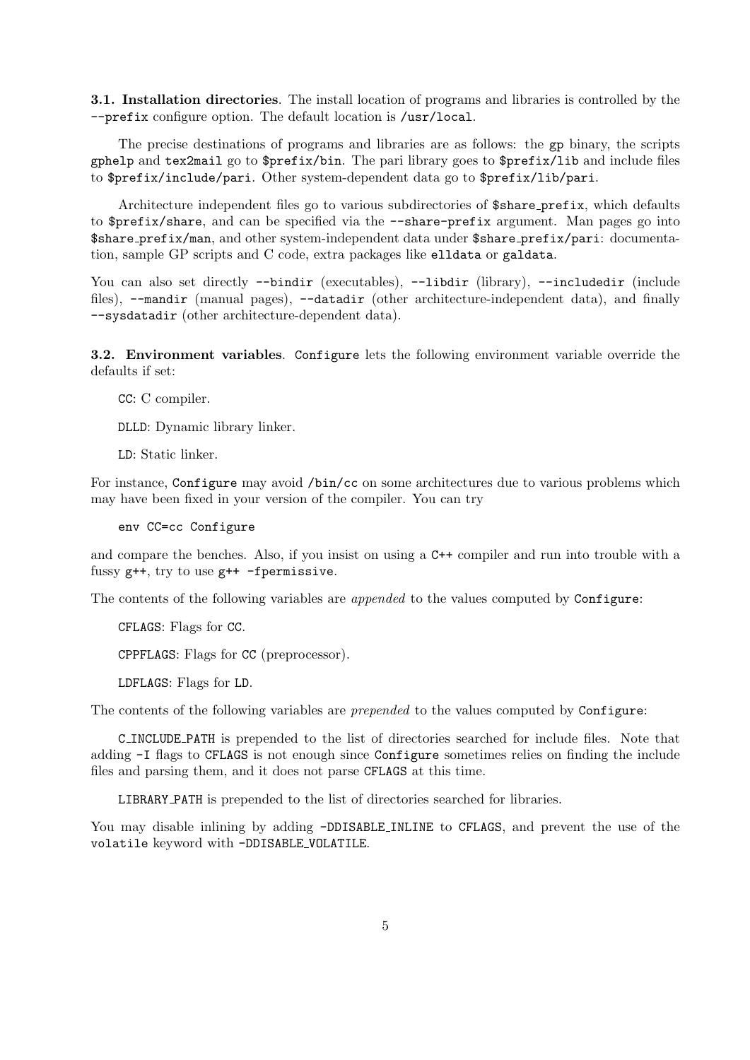**3.1. Installation directories**. The install location of programs and libraries is controlled by the `--prefix` configure option. The default location is `/usr/local`.

The precise destinations of programs and libraries are as follows: the `gp` binary, the scripts `gphelp` and `tex2mail` go to `$prefix/bin`. The pari library goes to `$prefix/lib` and include files to `$prefix/include/pari`. Other system-dependent data go to `$prefix/lib/pari`.

Architecture independent files go to various subdirectories of `$share_prefix`, which defaults to `$prefix/share`, and can be specified via the `--share-prefix` argument. Man pages go into `$share_prefix/man`, and other system-independent data under `$share_prefix/pari`: documentation, sample GP scripts and C code, extra packages like `elldata` or `galdata`.

You can also set directly `--bindir` (executables), `--libdir` (library), `--includedir` (include files), `--mandir` (manual pages), `--datadir` (other architecture-independent data), and finally `--sysdatadir` (other architecture-dependent data).

**3.2. Environment variables**. `Configure` lets the following environment variable override the defaults if set:

`CC`: C compiler.

`DLLD`: Dynamic library linker.

`LD`: Static linker.

For instance, `Configure` may avoid `/bin/cc` on some architectures due to various problems which may have been fixed in your version of the compiler. You can try

```
env CC=cc Configure
```

and compare the benches. Also, if you insist on using a `C++` compiler and run into trouble with a fussy `g++`, try to use `g++ -fpermissive`.

The contents of the following variables are *appended* to the values computed by `Configure`:

`CFLAGS`: Flags for `CC`.

`CPPFLAGS`: Flags for `CC` (preprocessor).

`LDFLAGS`: Flags for `LD`.

The contents of the following variables are *prepended* to the values computed by `Configure`:

`C_INCLUDE_PATH` is prepended to the list of directories searched for include files. Note that adding `-I` flags to `CFLAGS` is not enough since `Configure` sometimes relies on finding the include files and parsing them, and it does not parse `CFLAGS` at this time.

`LIBRARY_PATH` is prepended to the list of directories searched for libraries.

You may disable inlining by adding `-DDISABLE_INLINE` to `CFLAGS`, and prevent the use of the `volatile` keyword with `-DDISABLE_VOLATILE`.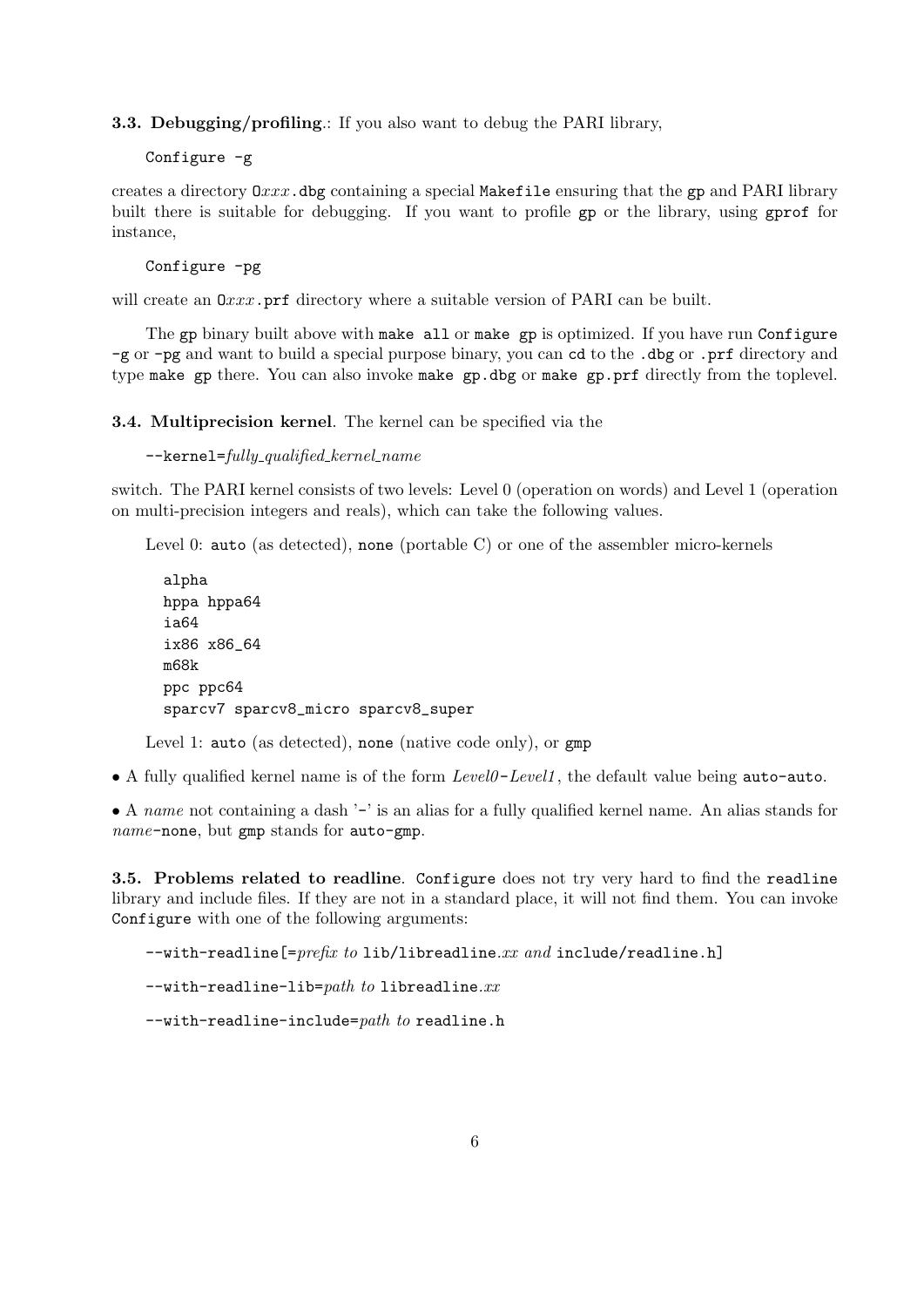**3.3. Debugging/profiling**.: If you also want to debug the PARI library,

```
Configure -g
```

creates a directory `O`*xxx*`.dbg` containing a special `Makefile` ensuring that the `gp` and PARI library built there is suitable for debugging. If you want to profile `gp` or the library, using `gprof` for instance,

```
Configure -pg
```

will create an `O`*xxx*`.prf` directory where a suitable version of PARI can be built.

The `gp` binary built above with `make all` or `make gp` is optimized. If you have run `Configure -g` or `-pg` and want to build a special purpose binary, you can `cd` to the `.dbg` or `.prf` directory and type `make gp` there. You can also invoke `make gp.dbg` or `make gp.prf` directly from the toplevel.

**3.4. Multiprecision kernel**. The kernel can be specified via the

`--kernel=`*fully_qualified_kernel_name*

switch. The PARI kernel consists of two levels: Level 0 (operation on words) and Level 1 (operation on multi-precision integers and reals), which can take the following values.

Level 0: `auto` (as detected), `none` (portable C) or one of the assembler micro-kernels

```
alpha
hppa hppa64
ia64
ix86 x86_64
m68k
ppc ppc64
sparcv7 sparcv8_micro sparcv8_super
```

Level 1: `auto` (as detected), `none` (native code only), or `gmp`

- A fully qualified kernel name is of the form *Level0*`-`*Level1*, the default value being `auto-auto`.

- A *name* not containing a dash '`-`' is an alias for a fully qualified kernel name. An alias stands for *name*`-none`, but `gmp` stands for `auto-gmp`.

**3.5. Problems related to readline**. `Configure` does not try very hard to find the `readline` library and include files. If they are not in a standard place, it will not find them. You can invoke `Configure` with one of the following arguments:

`--with-readline[=`*prefix to* `lib/libreadline`*.xx and* `include/readline.h]`

`--with-readline-lib=`*path to* `libreadline`*.xx*

`--with-readline-include=`*path to* `readline.h`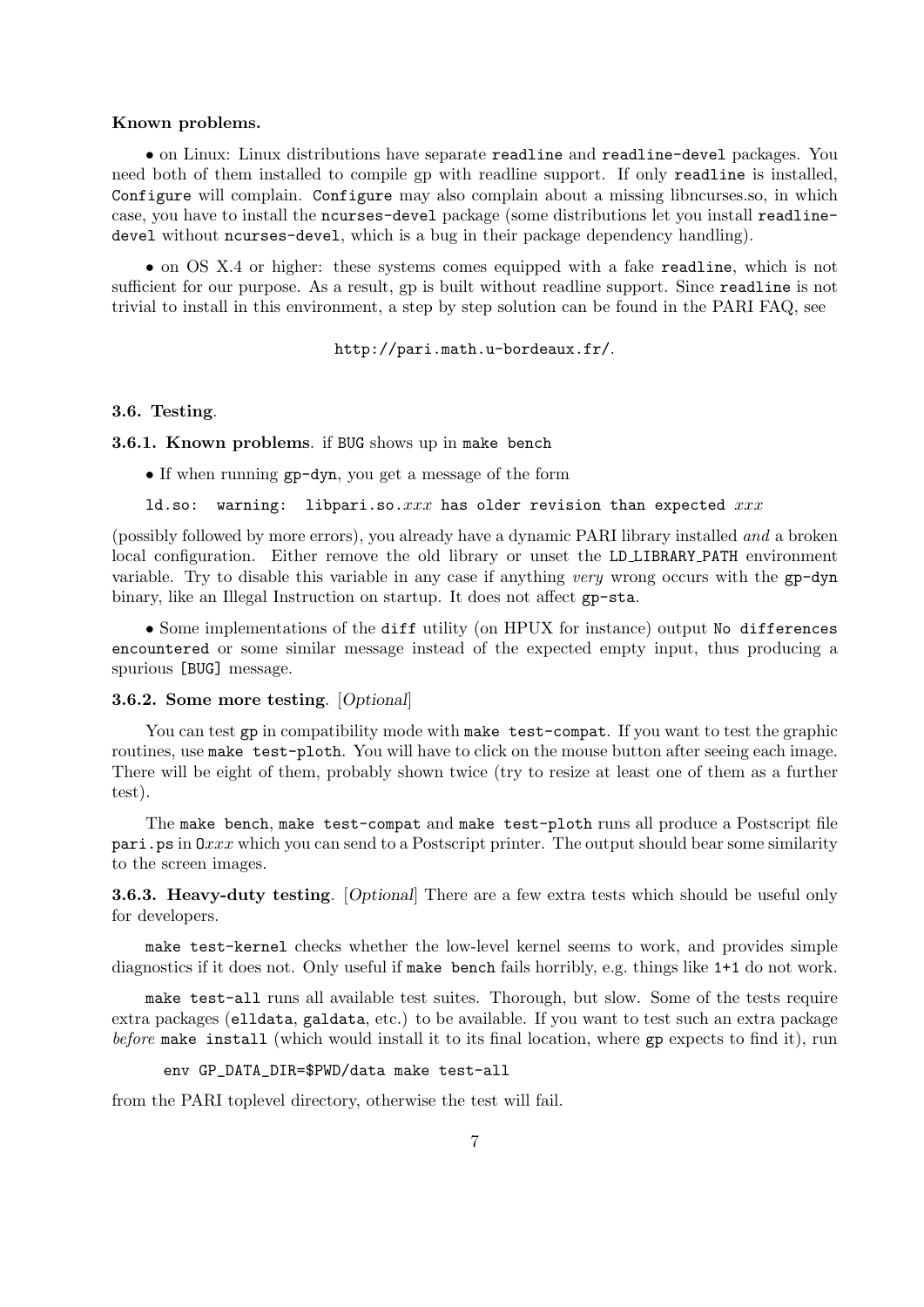**Known problems.**

• on Linux: Linux distributions have separate `readline` and `readline-devel` packages. You need both of them installed to compile gp with readline support. If only `readline` is installed, `Configure` will complain. `Configure` may also complain about a missing libncurses.so, in which case, you have to install the `ncurses-devel` package (some distributions let you install `readline-devel` without `ncurses-devel`, which is a bug in their package dependency handling).

• on OS X.4 or higher: these systems comes equipped with a fake `readline`, which is not sufficient for our purpose. As a result, gp is built without readline support. Since `readline` is not trivial to install in this environment, a step by step solution can be found in the PARI FAQ, see

`http://pari.math.u-bordeaux.fr/`.

### 3.6. Testing.

**3.6.1. Known problems**. if `BUG` shows up in `make bench`

• If when running `gp-dyn`, you get a message of the form

```
ld.so:  warning:  libpari.so.xxx has older revision than expected xxx
```

(possibly followed by more errors), you already have a dynamic PARI library installed *and* a broken local configuration. Either remove the old library or unset the `LD_LIBRARY_PATH` environment variable. Try to disable this variable in any case if anything *very* wrong occurs with the `gp-dyn` binary, like an Illegal Instruction on startup. It does not affect `gp-sta`.

• Some implementations of the `diff` utility (on HPUX for instance) output `No differences encountered` or some similar message instead of the expected empty input, thus producing a spurious `[BUG]` message.

**3.6.2. Some more testing**. [*Optional*]

You can test `gp` in compatibility mode with `make test-compat`. If you want to test the graphic routines, use `make test-ploth`. You will have to click on the mouse button after seeing each image. There will be eight of them, probably shown twice (try to resize at least one of them as a further test).

The `make bench`, `make test-compat` and `make test-ploth` runs all produce a Postscript file `pari.ps` in `O`*xxx* which you can send to a Postscript printer. The output should bear some similarity to the screen images.

**3.6.3. Heavy-duty testing**. [*Optional*] There are a few extra tests which should be useful only for developers.

`make test-kernel` checks whether the low-level kernel seems to work, and provides simple diagnostics if it does not. Only useful if `make bench` fails horribly, e.g. things like `1+1` do not work.

`make test-all` runs all available test suites. Thorough, but slow. Some of the tests require extra packages (`elldata`, `galdata`, etc.) to be available. If you want to test such an extra package *before* `make install` (which would install it to its final location, where `gp` expects to find it), run

```
env GP_DATA_DIR=$PWD/data make test-all
```

from the PARI toplevel directory, otherwise the test will fail.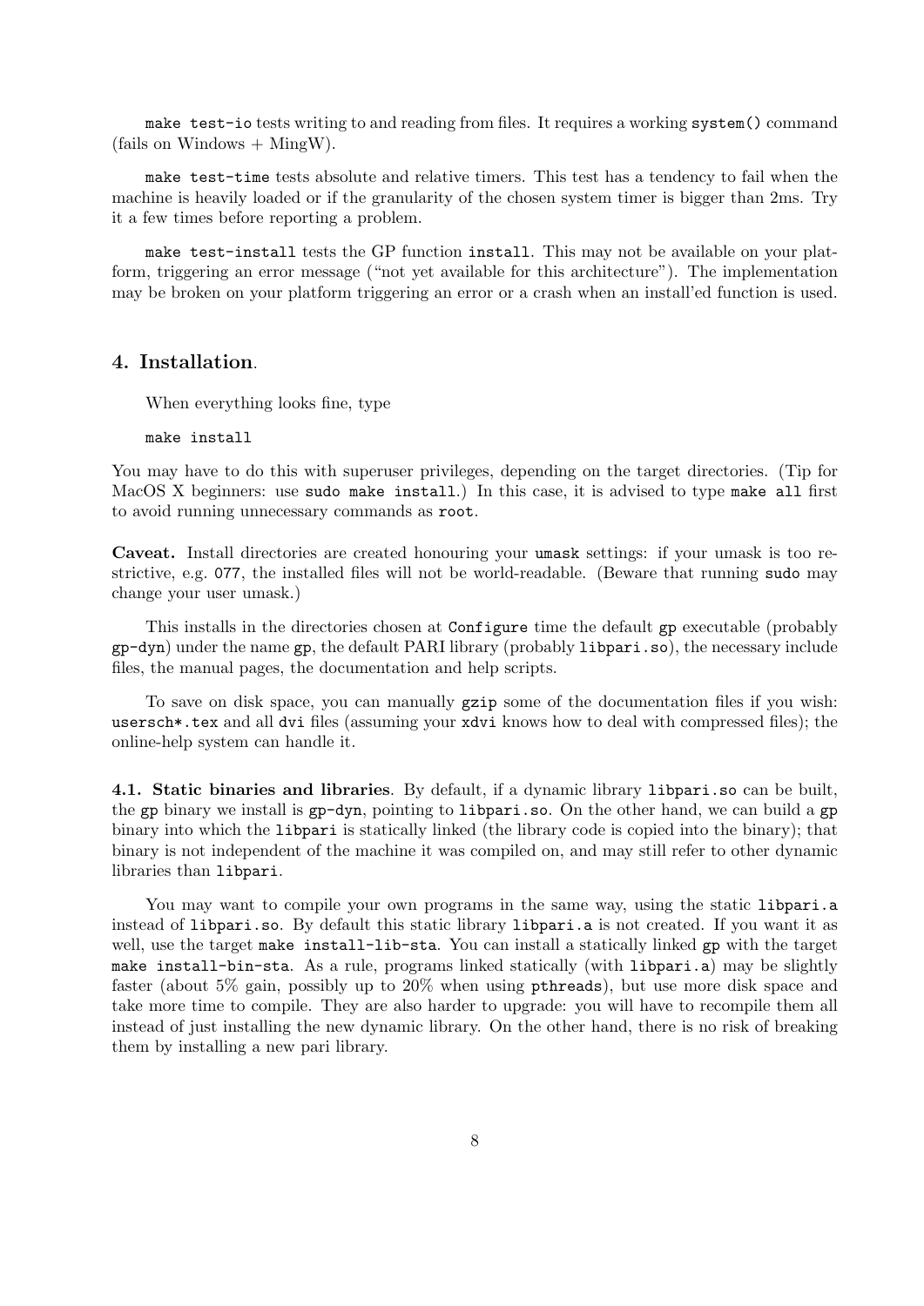`make test-io` tests writing to and reading from files. It requires a working `system()` command (fails on Windows + MingW).

`make test-time` tests absolute and relative timers. This test has a tendency to fail when the machine is heavily loaded or if the granularity of the chosen system timer is bigger than 2ms. Try it a few times before reporting a problem.

`make test-install` tests the GP function `install`. This may not be available on your platform, triggering an error message ("not yet available for this architecture"). The implementation may be broken on your platform triggering an error or a crash when an install'ed function is used.

## 4. Installation.

When everything looks fine, type

```
make install
```

You may have to do this with superuser privileges, depending on the target directories. (Tip for MacOS X beginners: use `sudo make install`.) In this case, it is advised to type `make all` first to avoid running unnecessary commands as `root`.

**Caveat.** Install directories are created honouring your `umask` settings: if your umask is too restrictive, e.g. `077`, the installed files will not be world-readable. (Beware that running `sudo` may change your user umask.)

This installs in the directories chosen at `Configure` time the default `gp` executable (probably `gp-dyn`) under the name `gp`, the default PARI library (probably `libpari.so`), the necessary include files, the manual pages, the documentation and help scripts.

To save on disk space, you can manually `gzip` some of the documentation files if you wish: `usersch*.tex` and all `dvi` files (assuming your `xdvi` knows how to deal with compressed files); the online-help system can handle it.

**4.1. Static binaries and libraries**. By default, if a dynamic library `libpari.so` can be built, the `gp` binary we install is `gp-dyn`, pointing to `libpari.so`. On the other hand, we can build a `gp` binary into which the `libpari` is statically linked (the library code is copied into the binary); that binary is not independent of the machine it was compiled on, and may still refer to other dynamic libraries than `libpari`.

You may want to compile your own programs in the same way, using the static `libpari.a` instead of `libpari.so`. By default this static library `libpari.a` is not created. If you want it as well, use the target `make install-lib-sta`. You can install a statically linked `gp` with the target `make install-bin-sta`. As a rule, programs linked statically (with `libpari.a`) may be slightly faster (about 5% gain, possibly up to 20% when using `pthreads`), but use more disk space and take more time to compile. They are also harder to upgrade: you will have to recompile them all instead of just installing the new dynamic library. On the other hand, there is no risk of breaking them by installing a new pari library.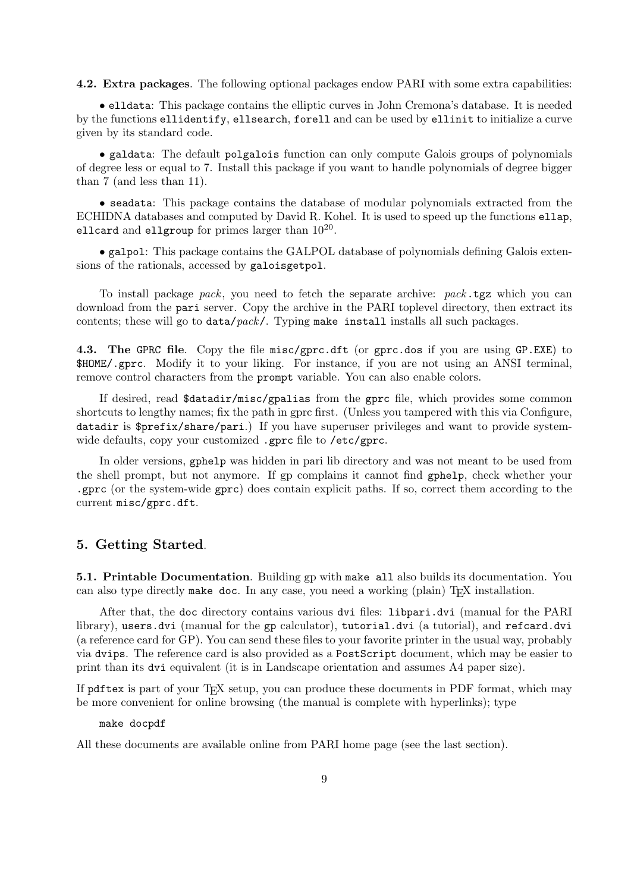**4.2. Extra packages**. The following optional packages endow PARI with some extra capabilities:

• `elldata`: This package contains the elliptic curves in John Cremona's database. It is needed by the functions `ellidentify`, `ellsearch`, `forell` and can be used by `ellinit` to initialize a curve given by its standard code.

• `galdata`: The default `polgalois` function can only compute Galois groups of polynomials of degree less or equal to 7. Install this package if you want to handle polynomials of degree bigger than 7 (and less than 11).

• `seadata`: This package contains the database of modular polynomials extracted from the ECHIDNA databases and computed by David R. Kohel. It is used to speed up the functions `ellap`, `ellcard` and `ellgroup` for primes larger than $10^{20}$.

• `galpol`: This package contains the GALPOL database of polynomials defining Galois extensions of the rationals, accessed by `galoisgetpol`.

To install package *pack*, you need to fetch the separate archive: *pack*`.tgz` which you can download from the `pari` server. Copy the archive in the PARI toplevel directory, then extract its contents; these will go to `data/`*pack*`/`. Typing `make install` installs all such packages.

**4.3. The `GPRC` file**. Copy the file `misc/gprc.dft` (or `gprc.dos` if you are using `GP.EXE`) to `$HOME/.gprc`. Modify it to your liking. For instance, if you are not using an ANSI terminal, remove control characters from the `prompt` variable. You can also enable colors.

If desired, read `$datadir/misc/gpalias` from the `gprc` file, which provides some common shortcuts to lengthy names; fix the path in gprc first. (Unless you tampered with this via Configure, `datadir` is `$prefix/share/pari`.) If you have superuser privileges and want to provide system-wide defaults, copy your customized `.gprc` file to `/etc/gprc`.

In older versions, `gphelp` was hidden in pari lib directory and was not meant to be used from the shell prompt, but not anymore. If gp complains it cannot find `gphelp`, check whether your `.gprc` (or the system-wide `gprc`) does contain explicit paths. If so, correct them according to the current `misc/gprc.dft`.

## 5. Getting Started.

**5.1. Printable Documentation**. Building gp with `make all` also builds its documentation. You can also type directly `make doc`. In any case, you need a working (plain) TeX installation.

After that, the `doc` directory contains various `dvi` files: `libpari.dvi` (manual for the PARI library), `users.dvi` (manual for the `gp` calculator), `tutorial.dvi` (a tutorial), and `refcard.dvi` (a reference card for GP). You can send these files to your favorite printer in the usual way, probably via `dvips`. The reference card is also provided as a `PostScript` document, which may be easier to print than its `dvi` equivalent (it is in Landscape orientation and assumes A4 paper size).

If `pdftex` is part of your TeX setup, you can produce these documents in PDF format, which may be more convenient for online browsing (the manual is complete with hyperlinks); type

```
make docpdf
```

All these documents are available online from PARI home page (see the last section).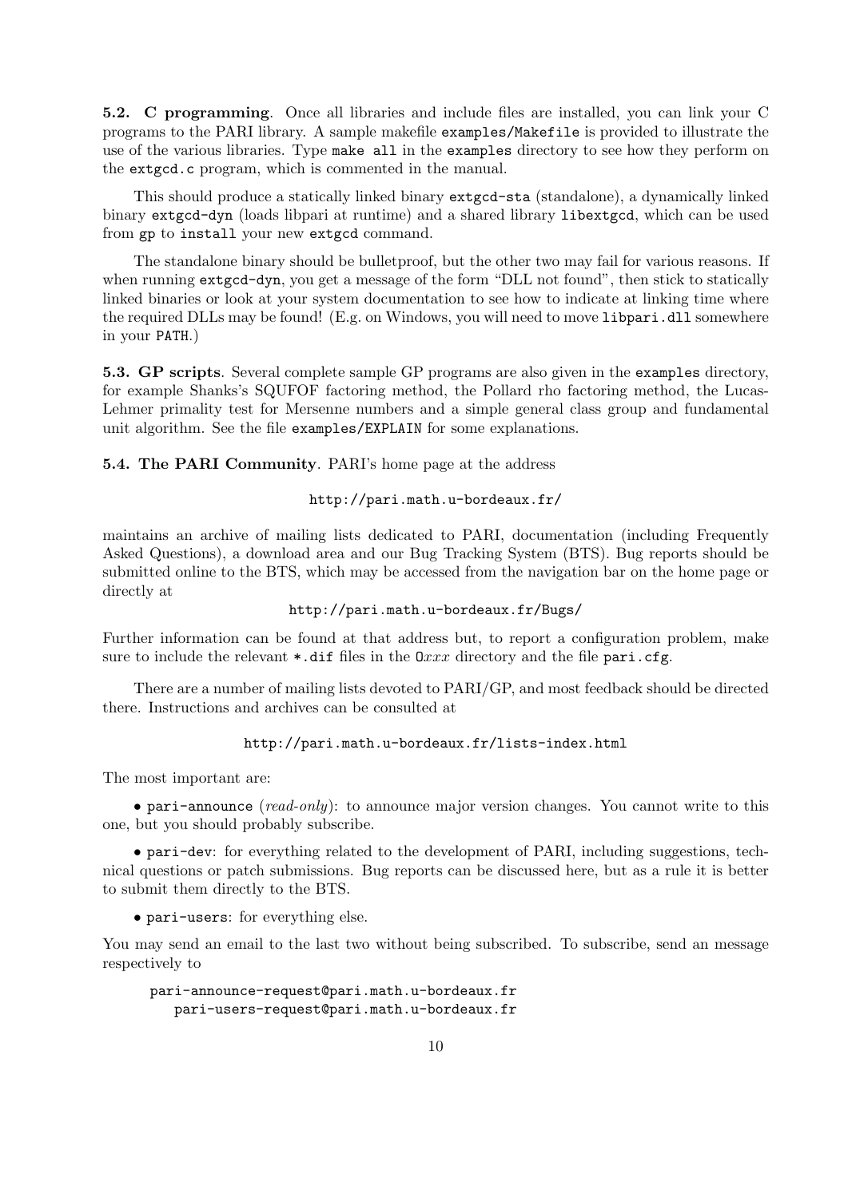**5.2. C programming**. Once all libraries and include files are installed, you can link your C programs to the PARI library. A sample makefile `examples/Makefile` is provided to illustrate the use of the various libraries. Type `make all` in the `examples` directory to see how they perform on the `extgcd.c` program, which is commented in the manual.

This should produce a statically linked binary `extgcd-sta` (standalone), a dynamically linked binary `extgcd-dyn` (loads libpari at runtime) and a shared library `libextgcd`, which can be used from `gp` to `install` your new `extgcd` command.

The standalone binary should be bulletproof, but the other two may fail for various reasons. If when running `extgcd-dyn`, you get a message of the form "DLL not found", then stick to statically linked binaries or look at your system documentation to see how to indicate at linking time where the required DLLs may be found! (E.g. on Windows, you will need to move `libpari.dll` somewhere in your `PATH`.)

**5.3. GP scripts**. Several complete sample GP programs are also given in the `examples` directory, for example Shanks's SQUFOF factoring method, the Pollard rho factoring method, the Lucas-Lehmer primality test for Mersenne numbers and a simple general class group and fundamental unit algorithm. See the file `examples/EXPLAIN` for some explanations.

**5.4. The PARI Community**. PARI's home page at the address

```
http://pari.math.u-bordeaux.fr/
```

maintains an archive of mailing lists dedicated to PARI, documentation (including Frequently Asked Questions), a download area and our Bug Tracking System (BTS). Bug reports should be submitted online to the BTS, which may be accessed from the navigation bar on the home page or directly at

```
http://pari.math.u-bordeaux.fr/Bugs/
```

Further information can be found at that address but, to report a configuration problem, make sure to include the relevant `*.dif` files in the `O`*xxx* directory and the file `pari.cfg`.

There are a number of mailing lists devoted to PARI/GP, and most feedback should be directed there. Instructions and archives can be consulted at

```
http://pari.math.u-bordeaux.fr/lists-index.html
```

The most important are:

- `pari-announce` (*read-only*): to announce major version changes. You cannot write to this one, but you should probably subscribe.

- `pari-dev`: for everything related to the development of PARI, including suggestions, technical questions or patch submissions. Bug reports can be discussed here, but as a rule it is better to submit them directly to the BTS.

- `pari-users`: for everything else.

You may send an email to the last two without being subscribed. To subscribe, send an message respectively to

```
pari-announce-request@pari.math.u-bordeaux.fr
   pari-users-request@pari.math.u-bordeaux.fr
```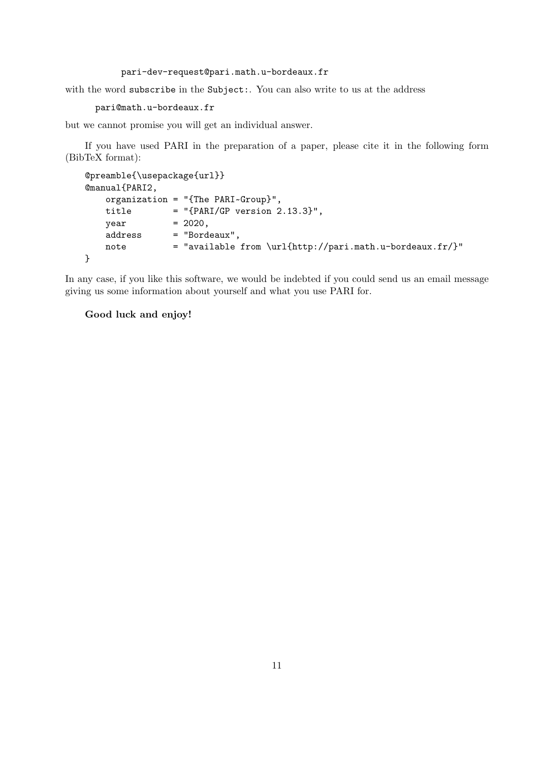```
pari-dev-request@pari.math.u-bordeaux.fr
```

with the word `subscribe` in the `Subject:`. You can also write to us at the address

```
pari@math.u-bordeaux.fr
```

but we cannot promise you will get an individual answer.

If you have used PARI in the preparation of a paper, please cite it in the following form (BibTeX format):

```
@preamble{\usepackage{url}}
@manual{PARI2,
    organization = "{The PARI~Group}",
    title        = "{PARI/GP version 2.13.3}",
    year         = 2020,
    address      = "Bordeaux",
    note         = "available from \url{http://pari.math.u-bordeaux.fr/}"
}
```

In any case, if you like this software, we would be indebted if you could send us an email message giving us some information about yourself and what you use PARI for.

**Good luck and enjoy!**